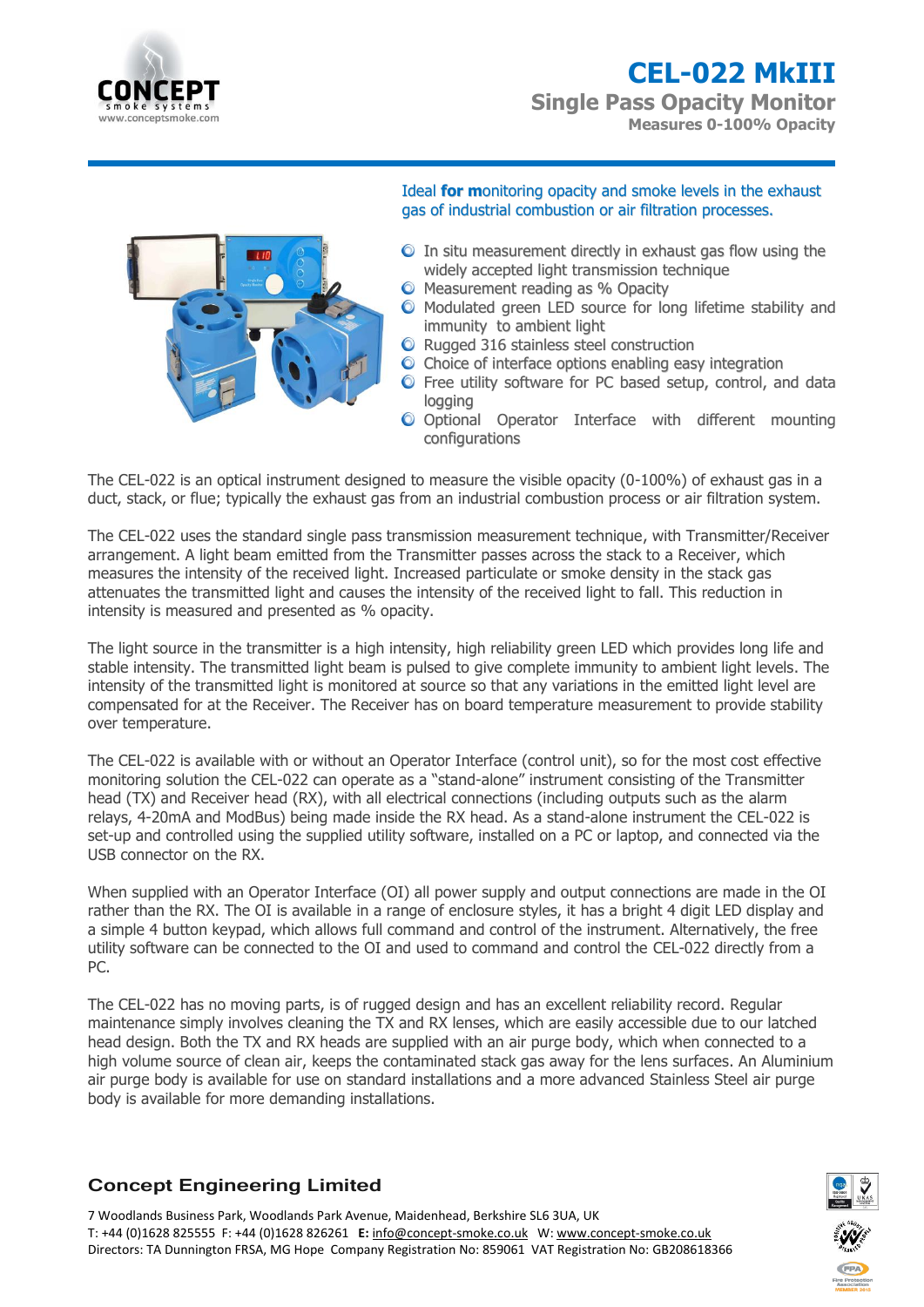# CEL-022 MkIII

## Single Pass Opacity Monitor

**Measures 0-100% Opacity**

Ideal **for m**onitoring opacity and smoke levels in the exhaust gas of industrial combustion or air filtration processes.

- In situ measurement directly in exhaust gas flow using the widely accepted light transmission technique
- Measurement reading as % Opacity
- Modulated green LED source for long lifetime stability and immunity to ambient light
- Rugged 316 stainless steel construction
- Choice of interface options enabling easy integration
- Free utility software for PC based setup, control, and data logging
- Optional Operator Interface with different mounting configurations

The CEL-022 is an optical instrument designed to measure the visible opacity (0-100%) of exhaust gas in a duct, stack, or flue; typically the exhaust gas from an industrial combustion process or air filtration system.

The CEL-022 uses the standard single pass transmission measurement technique, with Transmitter/Receiver arrangement. A light beam emitted from the Transmitter passes across the stack to a Receiver, which measures the intensity of the received light. Increased particulate or smoke density in the stack gas attenuates the transmitted light and causes the intensity of the received light to fall. This reduction in intensity is measured and presented as % opacity.

The light source in the transmitter is a high intensity, high reliability green LED which provides long life and stable intensity. The transmitted light beam is pulsed to give complete immunity to ambient light levels. The intensity of the transmitted light is monitored at source so that any variations in the emitted light level are compensated for at the Receiver. The Receiver has on board temperature measurement to provide stability over temperature.

The CEL-022 is available with or without an Operator Interface (control unit), so for the most cost effective monitoring solution the CEL-022 can operate as a "stand-alone" instrument consisting of the Transmitter head (TX) and Receiver head (RX), with all electrical connections (including outputs such as the alarm relays, 4-20mA and ModBus) being made inside the RX head. As a stand-alone instrument the CEL-022 is set-up and controlled using the supplied utility software, installed on a PC or laptop, and connected via the USB connector on the RX.

When supplied with an Operator Interface (OI) all power supply and output connections are made in the OI rather than the RX. The OI is available in a range of enclosure styles, it has a bright 4 digit LED display and a simple 4 button keypad, which allows full command and control of the instrument. Alternatively, the free utility software can be connected to the OI and used to command and control the CEL-022 directly from a PC.

The CEL-022 has no moving parts, is of rugged design and has an excellent reliability record. Regular maintenance simply involves cleaning the TX and RX lenses, which are easily accessible due to our latched head design. Both the TX and RX heads are supplied with an air purge body, which when connected to a high volume source of clean air, keeps the contaminated stack gas away for the lens surfaces. An Aluminium air purge body is available for use on standard installations and a more advanced Stainless Steel air purge body is available for more demanding installations.

**Concept Engineering Limited**

7 Woodlands Business Park, Woodlands Park Avenue, Maidenhead, Berkshire SL6 3UA, UK
T: +44 (0)1628 825555 F: +44 (0)1628 826261 **E:** info@concept-smoke.co.uk W: www.concept-smoke.co.uk
Directors: TA Dunnington FRSA, MG Hope Company Registration No: 859061 VAT Registration No: GB208618366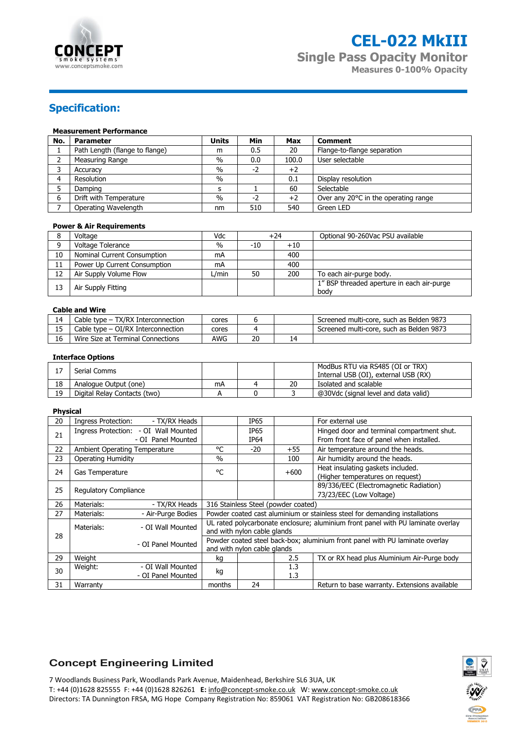# CEL-022 MkIII

## Single Pass Opacity Monitor

**Measures 0-100% Opacity**

## Specification:

**Measurement Performance**

| No. | Parameter | Units | Min | Max | Comment |
|---|---|---|---|---|---|
| 1 | Path Length (flange to flange) | m | 0.5 | 20 | Flange-to-flange separation |
| 2 | Measuring Range | % | 0.0 | 100.0 | User selectable |
| 3 | Accuracy | % | -2 | +2 | |
| 4 | Resolution | % | | 0.1 | Display resolution |
| 5 | Damping | s | 1 | 60 | Selectable |
| 6 | Drift with Temperature | % | -2 | +2 | Over any 20°C in the operating range |
| 7 | Operating Wavelength | nm | 510 | 540 | Green LED |

**Power & Air Requirements**

| No. | Parameter | Units | Min | Max | Comment |
|---|---|---|---|---|---|
| 8 | Voltage | Vdc | +24 | | Optional 90-260Vac PSU available |
| 9 | Voltage Tolerance | % | -10 | +10 | |
| 10 | Nominal Current Consumption | mA | | 400 | |
| 11 | Power Up Current Consumption | mA | | 400 | |
| 12 | Air Supply Volume Flow | L/min | 50 | 200 | To each air-purge body. |
| 13 | Air Supply Fitting | | | | 1" BSP threaded aperture in each air-purge body |

**Cable and Wire**

| No. | Parameter | Units | Min | Max | Comment |
|---|---|---|---|---|---|
| 14 | Cable type – TX/RX Interconnection | cores | 6 | | Screened multi-core, such as Belden 9873 |
| 15 | Cable type – OI/RX Interconnection | cores | 4 | | Screened multi-core, such as Belden 9873 |
| 16 | Wire Size at Terminal Connections | AWG | 20 | 14 | |

**Interface Options**

| No. | Parameter | Units | Min | Max | Comment |
|---|---|---|---|---|---|
| 17 | Serial Comms | | | | ModBus RTU via RS485 (OI or TRX) Internal USB (OI), external USB (RX) |
| 18 | Analogue Output (one) | mA | 4 | 20 | Isolated and scalable |
| 19 | Digital Relay Contacts (two) | A | 0 | 3 | @30Vdc (signal level and data valid) |

**Physical**

| No. | Parameter | Units | Min | Max | Comment |
|---|---|---|---|---|---|
| 20 | Ingress Protection: - TX/RX Heads | | IP65 | | For external use |
| 21 | Ingress Protection: - OI Wall Mounted / - OI Panel Mounted | | IP65 / IP64 | | Hinged door and terminal compartment shut. From front face of panel when installed. |
| 22 | Ambient Operating Temperature | °C | -20 | +55 | Air temperature around the heads. |
| 23 | Operating Humidity | % | | 100 | Air humidity around the heads. |
| 24 | Gas Temperature | °C | | +600 | Heat insulating gaskets included. (Higher temperatures on request) |
| 25 | Regulatory Compliance | | | | 89/336/EEC (Electromagnetic Radiation) 73/23/EEC (Low Voltage) |
| 26 | Materials: - TX/RX Heads | 316 Stainless Steel (powder coated) | | | |
| 27 | Materials: - Air-Purge Bodies | Powder coated cast aluminium or stainless steel for demanding installations | | | |
| 28 | Materials: - OI Wall Mounted | UL rated polycarbonate enclosure; aluminium front panel with PU laminate overlay and with nylon cable glands | | | |
| | - OI Panel Mounted | Powder coated steel back-box; aluminium front panel with PU laminate overlay and with nylon cable glands | | | |
| 29 | Weight | kg | | 2.5 | TX or RX head plus Aluminium Air-Purge body |
| 30 | Weight: - OI Wall Mounted / - OI Panel Mounted | kg | | 1.3 / 1.3 | |
| 31 | Warranty | months | 24 | | Return to base warranty. Extensions available |

### Concept Engineering Limited

7 Woodlands Business Park, Woodlands Park Avenue, Maidenhead, Berkshire SL6 3UA, UK
T: +44 (0)1628 825555 F: +44 (0)1628 826261 **E:** info@concept-smoke.co.uk W: www.concept-smoke.co.uk
Directors: TA Dunnington FRSA, MG Hope Company Registration No: 859061 VAT Registration No: GB208618366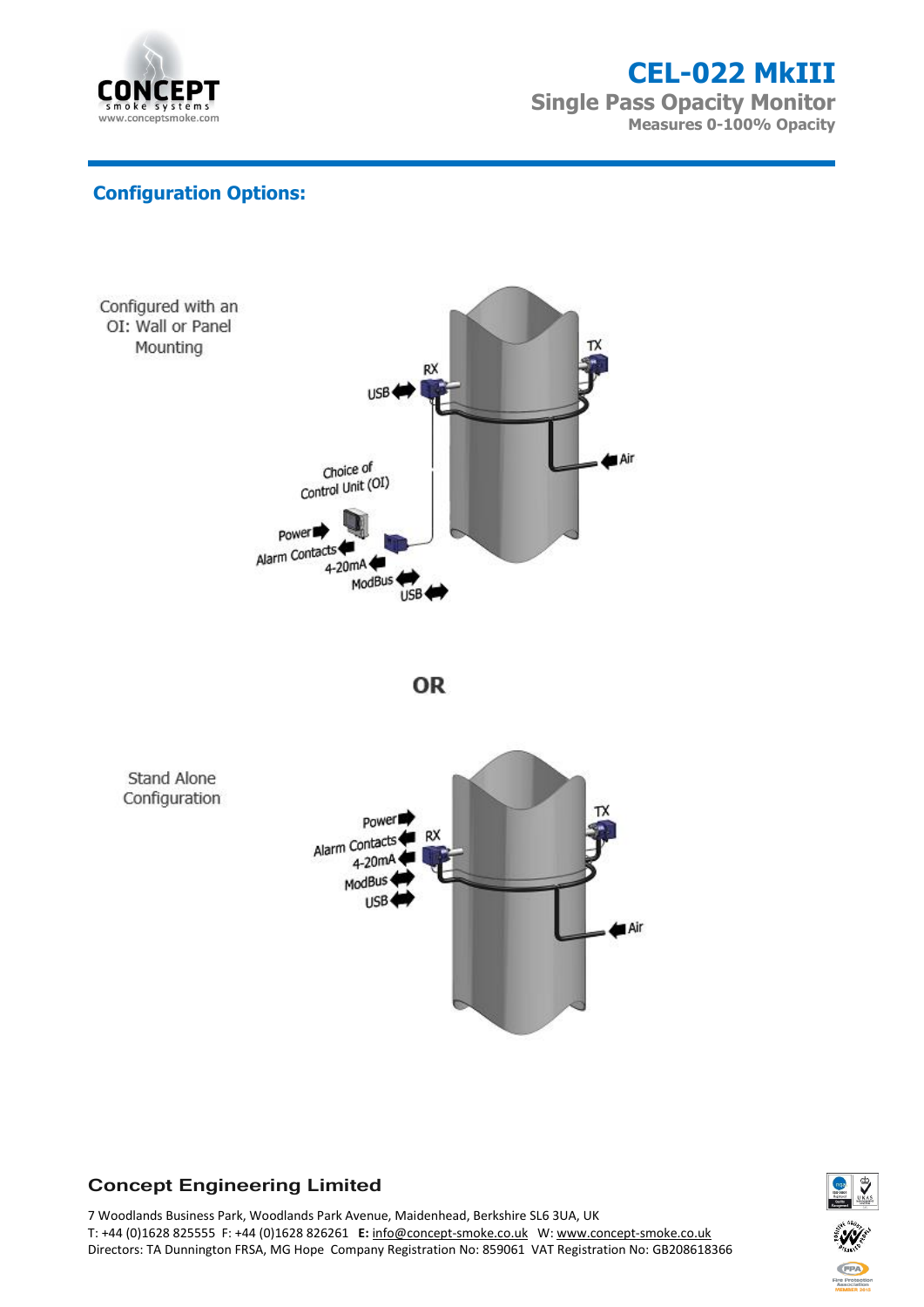# CEL-022 MkIII

## Single Pass Opacity Monitor

**Measures 0-100% Opacity**

## Configuration Options:

Configured with an OI: Wall or Panel Mounting

USB

RX

TX

Air

Choice of Control Unit (OI)

Power

Alarm Contacts

4-20mA

ModBus

USB

**OR**

Stand Alone Configuration

Power

Alarm Contacts

4-20mA

ModBus

USB

RX

TX

Air

**Concept Engineering Limited**

7 Woodlands Business Park, Woodlands Park Avenue, Maidenhead, Berkshire SL6 3UA, UK
T: +44 (0)1628 825555 F: +44 (0)1628 826261 **E:** info@concept-smoke.co.uk W: www.concept-smoke.co.uk
Directors: TA Dunnington FRSA, MG Hope Company Registration No: 859061 VAT Registration No: GB208618366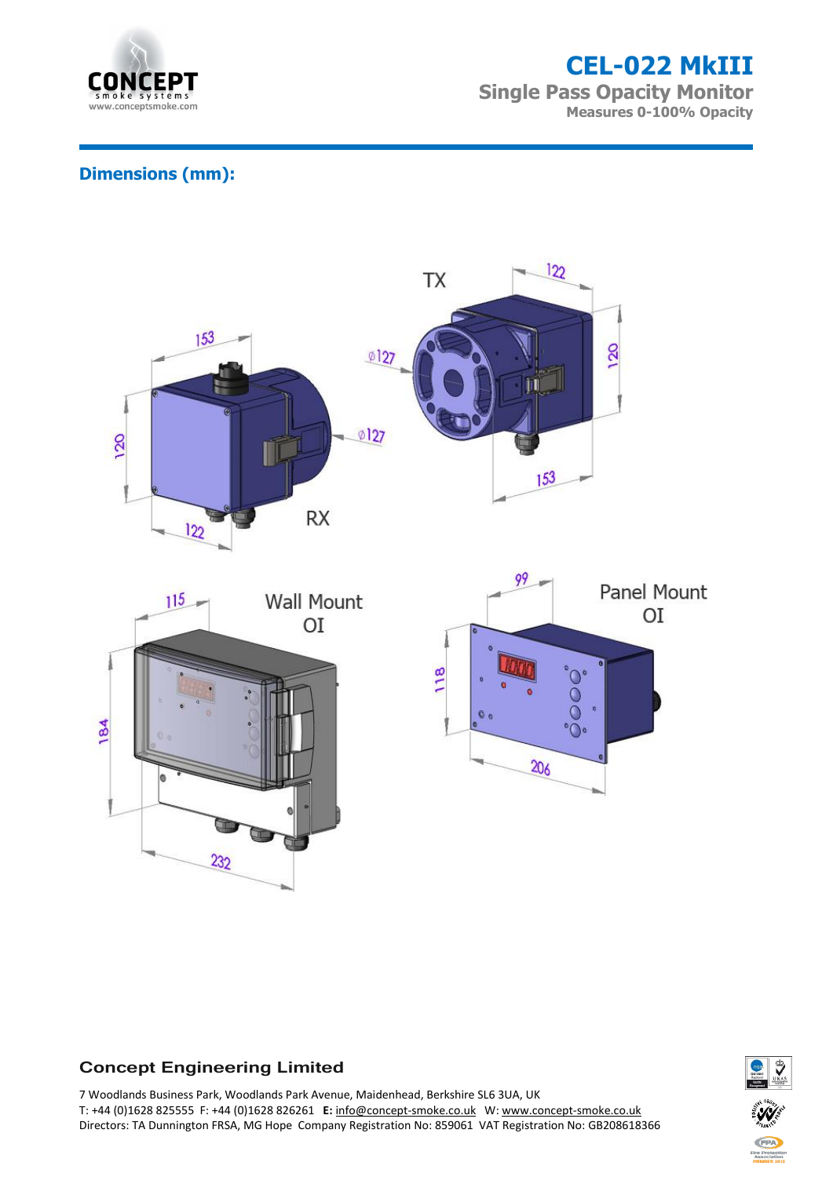# CEL-022 MkIII

## Single Pass Opacity Monitor

**Measures 0-100% Opacity**

## Dimensions (mm):

TX

122

120

ø127

153

153

120

ø127

122

RX

99

Panel Mount OI

118

206

115

Wall Mount OI

184

232

**Concept Engineering Limited**

7 Woodlands Business Park, Woodlands Park Avenue, Maidenhead, Berkshire SL6 3UA, UK
T: +44 (0)1628 825555 F: +44 (0)1628 826261 **E:** info@concept-smoke.co.uk W: www.concept-smoke.co.uk
Directors: TA Dunnington FRSA, MG Hope Company Registration No: 859061 VAT Registration No: GB208618366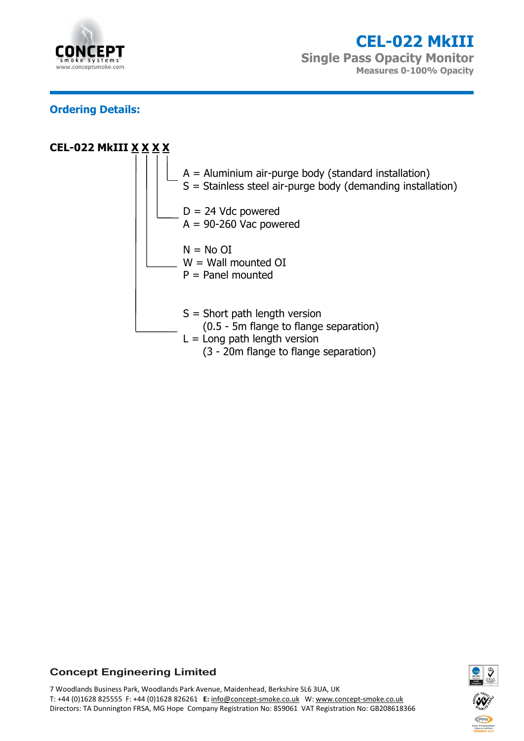# CEL-022 MkIII

## Single Pass Opacity Monitor

**Measures 0-100% Opacity**

## Ordering Details:

**CEL-022 MkIII X X X X**

The four X positions, from left to right, are:

- 1st X – Path length:
  - S = Short path length version (0.5 - 5m flange to flange separation)
  - L = Long path length version (3 - 20m flange to flange separation)
- 2nd X – Operator interface (OI):
  - N = No OI
  - W = Wall mounted OI
  - P = Panel mounted
- 3rd X – Power supply:
  - D = 24 Vdc powered
  - A = 90-260 Vac powered
- 4th X – Air-purge body:
  - A = Aluminium air-purge body (standard installation)
  - S = Stainless steel air-purge body (demanding installation)

**Concept Engineering Limited**

7 Woodlands Business Park, Woodlands Park Avenue, Maidenhead, Berkshire SL6 3UA, UK
T: +44 (0)1628 825555 F: +44 (0)1628 826261 **E:** info@concept-smoke.co.uk W: www.concept-smoke.co.uk
Directors: TA Dunnington FRSA, MG Hope Company Registration No: 859061 VAT Registration No: GB208618366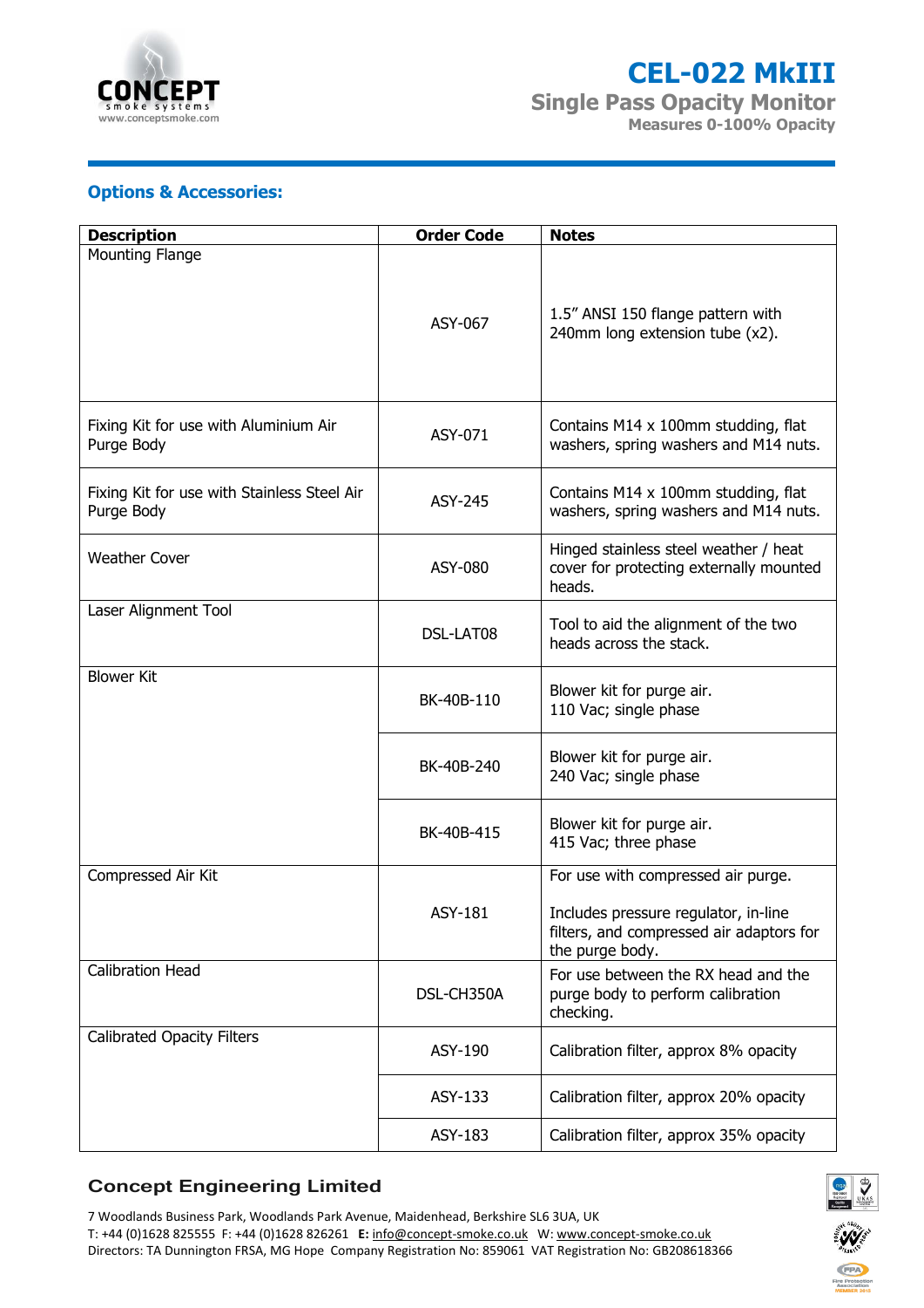# CEL-022 MkIII

## Single Pass Opacity Monitor

**Measures 0-100% Opacity**

### Options & Accessories:

| Description | Order Code | Notes |
|---|---|---|
| Mounting Flange | ASY-067 | 1.5" ANSI 150 flange pattern with 240mm long extension tube (x2). |
| Fixing Kit for use with Aluminium Air Purge Body | ASY-071 | Contains M14 x 100mm studding, flat washers, spring washers and M14 nuts. |
| Fixing Kit for use with Stainless Steel Air Purge Body | ASY-245 | Contains M14 x 100mm studding, flat washers, spring washers and M14 nuts. |
| Weather Cover | ASY-080 | Hinged stainless steel weather / heat cover for protecting externally mounted heads. |
| Laser Alignment Tool | DSL-LAT08 | Tool to aid the alignment of the two heads across the stack. |
| Blower Kit | BK-40B-110 | Blower kit for purge air. 110 Vac; single phase |
| | BK-40B-240 | Blower kit for purge air. 240 Vac; single phase |
| | BK-40B-415 | Blower kit for purge air. 415 Vac; three phase |
| Compressed Air Kit | ASY-181 | For use with compressed air purge. Includes pressure regulator, in-line filters, and compressed air adaptors for the purge body. |
| Calibration Head | DSL-CH350A | For use between the RX head and the purge body to perform calibration checking. |
| Calibrated Opacity Filters | ASY-190 | Calibration filter, approx 8% opacity |
| | ASY-133 | Calibration filter, approx 20% opacity |
| | ASY-183 | Calibration filter, approx 35% opacity |

**Concept Engineering Limited**

7 Woodlands Business Park, Woodlands Park Avenue, Maidenhead, Berkshire SL6 3UA, UK
T: +44 (0)1628 825555 F: +44 (0)1628 826261 **E:** info@concept-smoke.co.uk W: www.concept-smoke.co.uk
Directors: TA Dunnington FRSA, MG Hope Company Registration No: 859061 VAT Registration No: GB208618366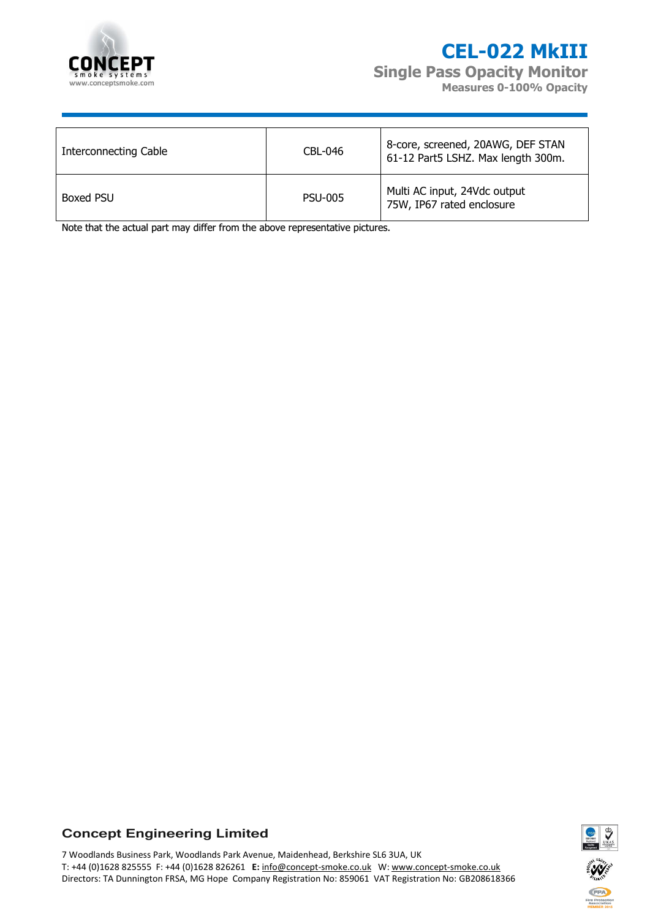| | | |
|---|---|---|
| Interconnecting Cable | CBL-046 | 8-core, screened, 20AWG, DEF STAN 61-12 Part5 LSHZ. Max length 300m. |
| Boxed PSU | PSU-005 | Multi AC input, 24Vdc output 75W, IP67 rated enclosure |

Note that the actual part may differ from the above representative pictures.

## Concept Engineering Limited

7 Woodlands Business Park, Woodlands Park Avenue, Maidenhead, Berkshire SL6 3UA, UK
T: +44 (0)1628 825555 F: +44 (0)1628 826261 **E:** info@concept-smoke.co.uk W: www.concept-smoke.co.uk
Directors: TA Dunnington FRSA, MG Hope Company Registration No: 859061 VAT Registration No: GB208618366